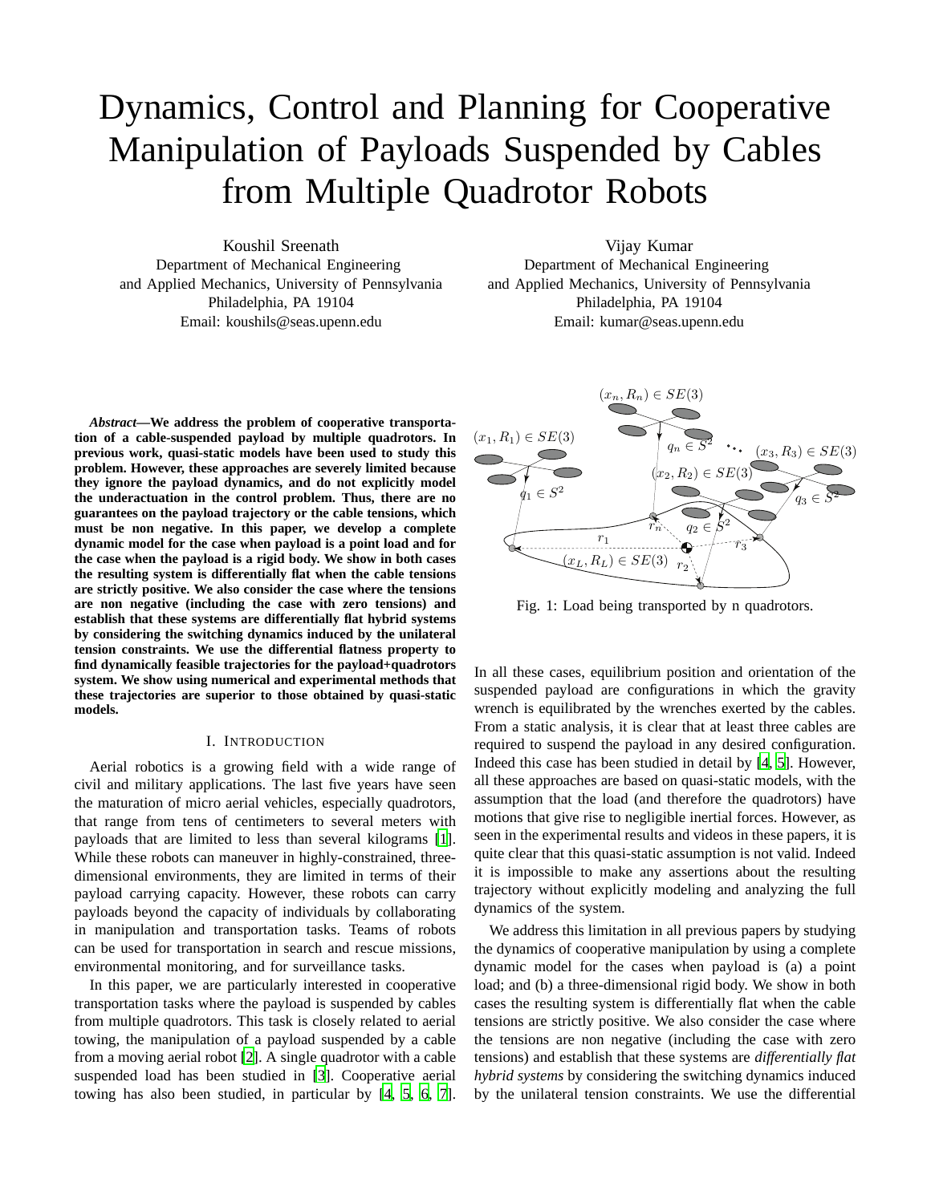# Dynamics, Control and Planning for Cooperative Manipulation of Payloads Suspended by Cables from Multiple Quadrotor Robots

Koushil Sreenath
Department of Mechanical Engineering
and Applied Mechanics, University of Pennsylvania
Philadelphia, PA 19104
Email: koushils@seas.upenn.edu

Vijay Kumar
Department of Mechanical Engineering
and Applied Mechanics, University of Pennsylvania
Philadelphia, PA 19104
Email: kumar@seas.upenn.edu

***Abstract*—We address the problem of cooperative transportation of a cable-suspended payload by multiple quadrotors. In previous work, quasi-static models have been used to study this problem. However, these approaches are severely limited because they ignore the payload dynamics, and do not explicitly model the underactuation in the control problem. Thus, there are no guarantees on the payload trajectory or the cable tensions, which must be non negative. In this paper, we develop a complete dynamic model for the case when payload is a point load and for the case when the payload is a rigid body. We show in both cases the resulting system is differentially flat when the cable tensions are strictly positive. We also consider the case where the tensions are non negative (including the case with zero tensions) and establish that these systems are differentially flat hybrid systems by considering the switching dynamics induced by the unilateral tension constraints. We use the differential flatness property to find dynamically feasible trajectories for the payload+quadrotors system. We show using numerical and experimental methods that these trajectories are superior to those obtained by quasi-static models.**

## I. Introduction

Aerial robotics is a growing field with a wide range of civil and military applications. The last five years have seen the maturation of micro aerial vehicles, especially quadrotors, that range from tens of centimeters to several meters with payloads that are limited to less than several kilograms [1]. While these robots can maneuver in highly-constrained, three-dimensional environments, they are limited in terms of their payload carrying capacity. However, these robots can carry payloads beyond the capacity of individuals by collaborating in manipulation and transportation tasks. Teams of robots can be used for transportation in search and rescue missions, environmental monitoring, and for surveillance tasks.

In this paper, we are particularly interested in cooperative transportation tasks where the payload is suspended by cables from multiple quadrotors. This task is closely related to aerial towing, the manipulation of a payload suspended by a cable from a moving aerial robot [2]. A single quadrotor with a cable suspended load has been studied in [3]. Cooperative aerial towing has also been studied, in particular by [4, 5, 6, 7].

Fig. 1: Load being transported by n quadrotors.

In all these cases, equilibrium position and orientation of the suspended payload are configurations in which the gravity wrench is equilibrated by the wrenches exerted by the cables. From a static analysis, it is clear that at least three cables are required to suspend the payload in any desired configuration. Indeed this case has been studied in detail by [4, 5]. However, all these approaches are based on quasi-static models, with the assumption that the load (and therefore the quadrotors) have motions that give rise to negligible inertial forces. However, as seen in the experimental results and videos in these papers, it is quite clear that this quasi-static assumption is not valid. Indeed it is impossible to make any assertions about the resulting trajectory without explicitly modeling and analyzing the full dynamics of the system.

We address this limitation in all previous papers by studying the dynamics of cooperative manipulation by using a complete dynamic model for the cases when payload is (a) a point load; and (b) a three-dimensional rigid body. We show in both cases the resulting system is differentially flat when the cable tensions are strictly positive. We also consider the case where the tensions are non negative (including the case with zero tensions) and establish that these systems are *differentially flat hybrid systems* by considering the switching dynamics induced by the unilateral tension constraints. We use the differential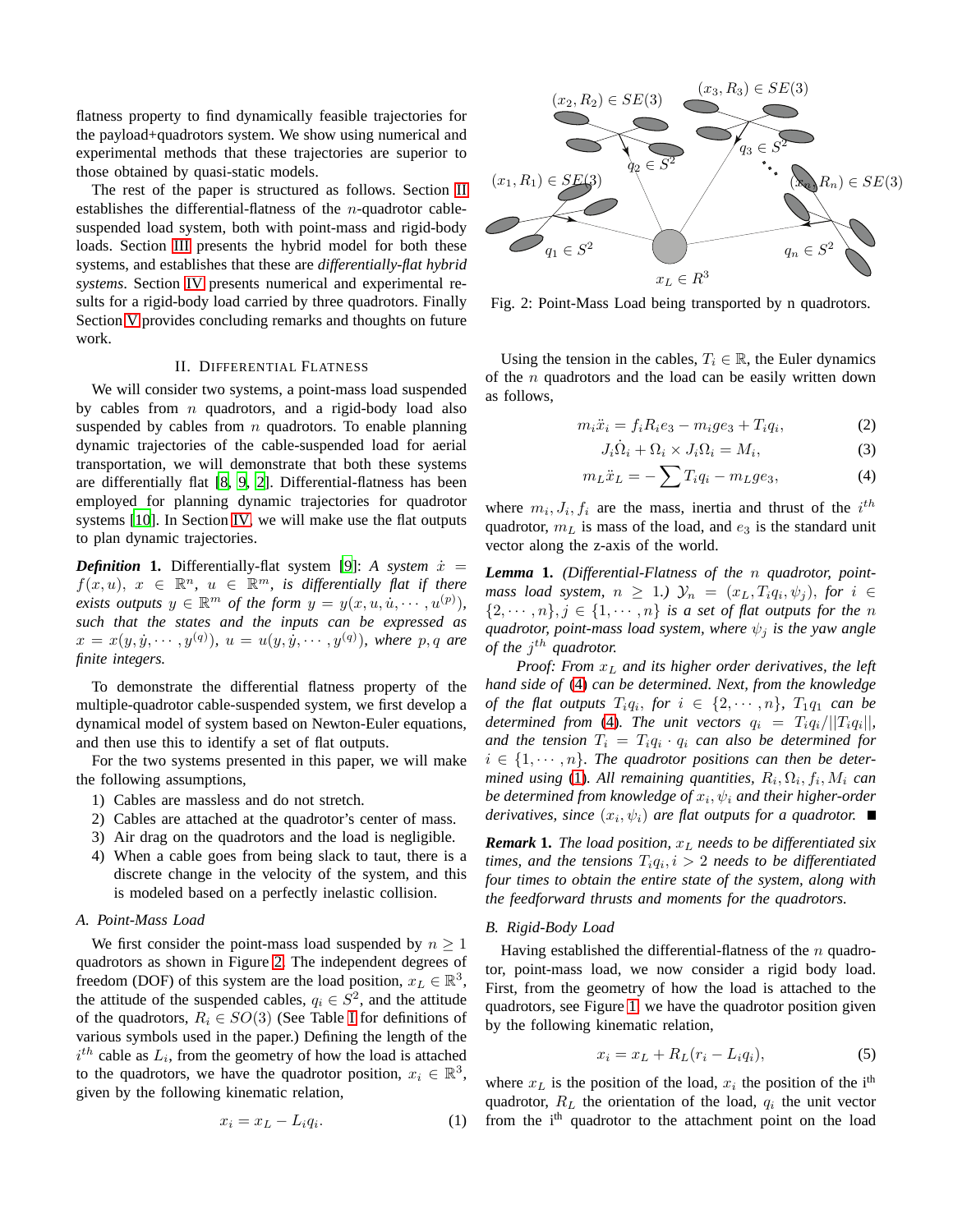flatness property to find dynamically feasible trajectories for the payload+quadrotors system. We show using numerical and experimental methods that these trajectories are superior to those obtained by quasi-static models.

The rest of the paper is structured as follows. Section II establishes the differential-flatness of the $n$-quadrotor cable-suspended load system, both with point-mass and rigid-body loads. Section III presents the hybrid model for both these systems, and establishes that these are *differentially-flat hybrid systems*. Section IV presents numerical and experimental results for a rigid-body load carried by three quadrotors. Finally Section V provides concluding remarks and thoughts on future work.

## II. Differential Flatness

We will consider two systems, a point-mass load suspended by cables from $n$ quadrotors, and a rigid-body load also suspended by cables from $n$ quadrotors. To enable planning dynamic trajectories of the cable-suspended load for aerial transportation, we will demonstrate that both these systems are differentially flat [8, 9, 2]. Differential-flatness has been employed for planning dynamic trajectories for quadrotor systems [10]. In Section IV, we will make use the flat outputs to plan dynamic trajectories.

***Definition* 1.** Differentially-flat system [9]: *A system $\dot{x} = f(x,u)$, $x \in \mathbb{R}^n$, $u \in \mathbb{R}^m$, is differentially flat if there exists outputs $y \in \mathbb{R}^m$ of the form $y = y(x, u, \dot{u}, \cdots, u^{(p)})$, such that the states and the inputs can be expressed as $x = x(y, \dot{y}, \cdots, y^{(q)})$, $u = u(y, \dot{y}, \cdots, y^{(q)})$, where $p, q$ are finite integers.*

To demonstrate the differential flatness property of the multiple-quadrotor cable-suspended system, we first develop a dynamical model of system based on Newton-Euler equations, and then use this to identify a set of flat outputs.

For the two systems presented in this paper, we will make the following assumptions,

1) Cables are massless and do not stretch.
2) Cables are attached at the quadrotor's center of mass.
3) Air drag on the quadrotors and the load is negligible.
4) When a cable goes from being slack to taut, there is a discrete change in the velocity of the system, and this is modeled based on a perfectly inelastic collision.

### A. Point-Mass Load

We first consider the point-mass load suspended by $n \geq 1$ quadrotors as shown in Figure 2. The independent degrees of freedom (DOF) of this system are the load position, $x_L \in \mathbb{R}^3$, the attitude of the suspended cables, $q_i \in S^2$, and the attitude of the quadrotors, $R_i \in SO(3)$ (See Table I for definitions of various symbols used in the paper.) Defining the length of the $i^{th}$ cable as $L_i$, from the geometry of how the load is attached to the quadrotors, we have the quadrotor position, $x_i \in \mathbb{R}^3$, given by the following kinematic relation,

$$x_i = x_L - L_i q_i. \tag{1}$$

Fig. 2: Point-Mass Load being transported by n quadrotors.

Using the tension in the cables, $T_i \in \mathbb{R}$, the Euler dynamics of the $n$ quadrotors and the load can be easily written down as follows,

$$m_i \ddot{x}_i = f_i R_i e_3 - m_i g e_3 + T_i q_i, \tag{2}$$

$$J_i \dot{\Omega}_i + \Omega_i \times J_i \Omega_i = M_i, \tag{3}$$

$$m_L \ddot{x}_L = -\sum T_i q_i - m_L g e_3, \tag{4}$$

where $m_i, J_i, f_i$ are the mass, inertia and thrust of the $i^{th}$ quadrotor, $m_L$ is mass of the load, and $e_3$ is the standard unit vector along the z-axis of the world.

***Lemma* 1.** *(Differential-Flatness of the $n$ quadrotor, point-mass load system, $n \geq 1$.) $\mathcal{Y}_n = (x_L, T_i q_i, \psi_j)$, for $i \in \{2, \cdots, n\}, j \in \{1, \cdots, n\}$ is a set of flat outputs for the $n$ quadrotor, point-mass load system, where $\psi_j$ is the yaw angle of the $j^{th}$ quadrotor.*

*Proof: From $x_L$ and its higher order derivatives, the left hand side of (4) can be determined. Next, from the knowledge of the flat outputs $T_i q_i$, for $i \in \{2, \cdots, n\}$, $T_1 q_1$ can be determined from (4). The unit vectors $q_i = T_i q_i / ||T_i q_i||$, and the tension $T_i = T_i q_i \cdot q_i$ can also be determined for $i \in \{1, \cdots, n\}$. The quadrotor positions can then be determined using (1). All remaining quantities, $R_i, \Omega_i, f_i, M_i$ can be determined from knowledge of $x_i, \psi_i$ and their higher-order derivatives, since $(x_i, \psi_i)$ are flat outputs for a quadrotor.* ■

***Remark* 1.** *The load position, $x_L$ needs to be differentiated six times, and the tensions $T_i q_i, i > 2$ needs to be differentiated four times to obtain the entire state of the system, along with the feedforward thrusts and moments for the quadrotors.*

### B. Rigid-Body Load

Having established the differential-flatness of the $n$ quadrotor, point-mass load, we now consider a rigid body load. First, from the geometry of how the load is attached to the quadrotors, see Figure 1, we have the quadrotor position given by the following kinematic relation,

$$x_i = x_L + R_L(r_i - L_i q_i), \tag{5}$$

where $x_L$ is the position of the load, $x_i$ the position of the i[th] quadrotor, $R_L$ the orientation of the load, $q_i$ the unit vector from the i[th] quadrotor to the attachment point on the load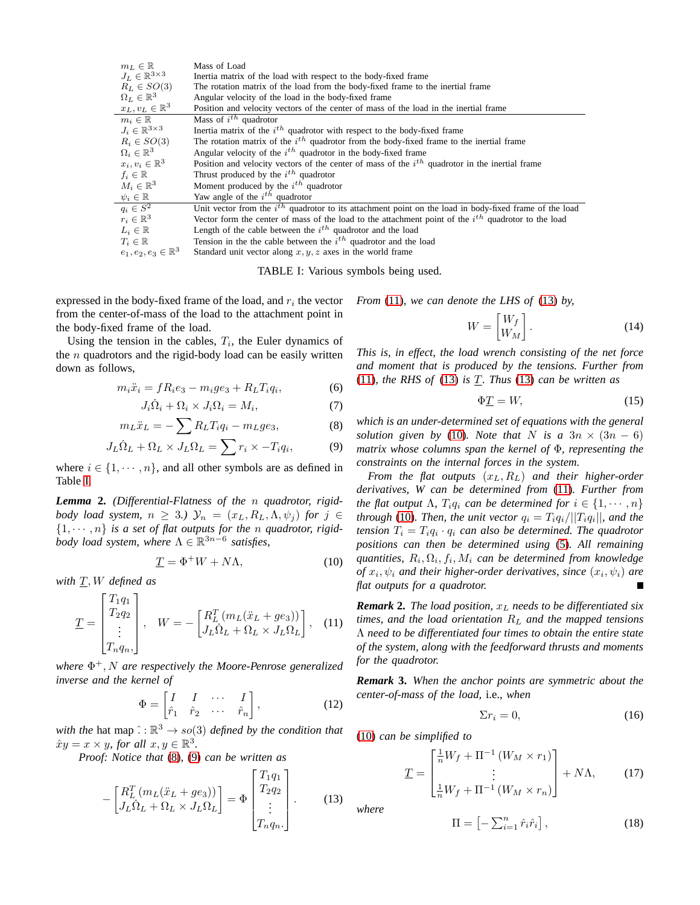| | |
|---|---|
| $m_L \in \mathbb{R}$ | Mass of Load |
| $J_L \in \mathbb{R}^{3\times3}$ | Inertia matrix of the load with respect to the body-fixed frame |
| $R_L \in SO(3)$ | The rotation matrix of the load from the body-fixed frame to the inertial frame |
| $\Omega_L \in \mathbb{R}^3$ | Angular velocity of the load in the body-fixed frame |
| $x_L, v_L \in \mathbb{R}^3$ | Position and velocity vectors of the center of mass of the load in the inertial frame |
| $m_i \in \mathbb{R}$ | Mass of $i^{th}$ quadrotor |
| $J_i \in \mathbb{R}^{3\times3}$ | Inertia matrix of the $i^{th}$ quadrotor with respect to the body-fixed frame |
| $R_i \in SO(3)$ | The rotation matrix of the $i^{th}$ quadrotor from the body-fixed frame to the inertial frame |
| $\Omega_i \in \mathbb{R}^3$ | Angular velocity of the $i^{th}$ quadrotor in the body-fixed frame |
| $x_i, v_i \in \mathbb{R}^3$ | Position and velocity vectors of the center of mass of the $i^{th}$ quadrotor in the inertial frame |
| $f_i \in \mathbb{R}$ | Thrust produced by the $i^{th}$ quadrotor |
| $M_i \in \mathbb{R}^3$ | Moment produced by the $i^{th}$ quadrotor |
| $\psi_i \in \mathbb{R}$ | Yaw angle of the $i^{th}$ quadrotor |
| $q_i \in S^2$ | Unit vector from the $i^{th}$ quadrotor to its attachment point on the load in body-fixed frame of the load |
| $r_i \in \mathbb{R}^3$ | Vector form the center of mass of the load to the attachment point of $i^{th}$ quadrotor to the load |
| $L_i \in \mathbb{R}$ | Length of the cable between the $i^{th}$ quadrotor and the load |
| $T_i \in \mathbb{R}$ | Tension in the the cable between the $i^{th}$ quadrotor and the load |
| $e_1, e_2, e_3 \in \mathbb{R}^3$ | Standard unit vector along $x, y, z$ axes in the world frame |

TABLE I: Various symbols being used.

expressed in the body-fixed frame of the load, and $r_i$ the vector from the center-of-mass of the load to the attachment point in the body-fixed frame of the load.

Using the tension in the cables, $T_i$, the Euler dynamics of the $n$ quadrotors and the rigid-body load can be easily written down as follows,

$$m_i\ddot{x}_i = fR_ie_3 - m_ige_3 + R_LT_iq_i, \tag{6}$$

$$J_i\dot{\Omega}_i + \Omega_i \times J_i\Omega_i = M_i, \tag{7}$$

$$m_L\ddot{x}_L = -\sum R_LT_iq_i - m_Lge_3, \tag{8}$$

$$J_L\dot{\Omega}_L + \Omega_L \times J_L\Omega_L = \sum r_i \times -T_iq_i, \tag{9}$$

where $i \in \{1, \cdots, n\}$, and all other symbols are as defined in Table I.

***Lemma* 2.** *(Differential-Flatness of the $n$ quadrotor, rigid-body load system, $n \geq 3$.) $\mathcal{Y}_n = (x_L, R_L, \Lambda, \psi_j)$ for $j \in \{1, \cdots, n\}$ is a set of flat outputs for the $n$ quadrotor, rigid-body load system, where $\Lambda \in \mathbb{R}^{3n-6}$ satisfies,*

$$\underline{T} = \Phi^+W + N\Lambda, \tag{10}$$

*with $\underline{T}, W$ defined as*

$$\underline{T} = \begin{bmatrix} T_1q_1 \\ T_2q_2 \\ \vdots \\ T_nq_n, \end{bmatrix}, \quad W = -\begin{bmatrix} R_L^T\left(m_L(\ddot{x}_L + ge_3)\right) \\ J_L\dot{\Omega}_L + \Omega_L \times J_L\Omega_L \end{bmatrix}, \tag{11}$$

*where $\Phi^+, N$ are respectively the Moore-Penrose generalized inverse and the kernel of*

$$\Phi = \begin{bmatrix} I & I & \cdots & I \\ \hat{r}_1 & \hat{r}_2 & \cdots & \hat{r}_n \end{bmatrix}, \tag{12}$$

*with the* hat map $\hat{\cdot} : \mathbb{R}^3 \to so(3)$ *defined by the condition that $\hat{x}y = x \times y$, for all $x, y \in \mathbb{R}^3$.*

*Proof: Notice that (8), (9) can be written as*

$$-\begin{bmatrix} R_L^T\left(m_L(\ddot{x}_L + ge_3)\right) \\ J_L\dot{\Omega}_L + \Omega_L \times J_L\Omega_L \end{bmatrix} = \Phi \begin{bmatrix} T_1q_1 \\ T_2q_2 \\ \vdots \\ T_nq_n. \end{bmatrix}. \tag{13}$$

*From (11), we can denote the LHS of (13) by,*

$$W = \begin{bmatrix} W_f \\ W_M \end{bmatrix}. \tag{14}$$

*This is, in effect, the load wrench consisting of the net force and moment that is produced by the tensions. Further from (11), the RHS of (13) is $\underline{T}$. Thus (13) can be written as*

$$\Phi\underline{T} = W, \tag{15}$$

*which is an under-determined set of equations with the general solution given by (10). Note that $N$ is a $3n \times (3n-6)$ matrix whose columns span the kernel of $\Phi$, representing the constraints on the internal forces in the system.*

*From the flat outputs $(x_L, R_L)$ and their higher-order derivatives, $W$ can be determined from (11). Further from the flat output $\Lambda$, $T_iq_i$ can be determined for $i \in \{1, \cdots, n\}$ through (10). Then, the unit vector $q_i = T_iq_i/||T_iq_i||$, and the tension $T_i = T_iq_i \cdot q_i$ can also be determined. The quadrotor positions can then be determined using (5). All remaining quantities, $R_i, \Omega_i, f_i, M_i$ can be determined from knowledge of $x_i, \psi_i$ and their higher-order derivatives, since $(x_i, \psi_i)$ are flat outputs for a quadrotor.* ∎

***Remark* 2.** *The load position, $x_L$ needs to be differentiated six times, and the load orientation $R_L$ and the mapped tensions $\Lambda$ need to be differentiated four times to obtain the entire state of the system, along with the feedforward thrusts and moments for the quadrotor.*

***Remark* 3.** *When the anchor points are symmetric about the center-of-mass of the load,* i.e.*, when*

$$\Sigma r_i = 0, \tag{16}$$

*(10) can be simplified to*

$$\underline{T} = \begin{bmatrix} \frac{1}{n}W_f + \Pi^{-1}\left(W_M \times r_1\right) \\ \vdots \\ \frac{1}{n}W_f + \Pi^{-1}\left(W_M \times r_n\right) \end{bmatrix} + N\Lambda, \tag{17}$$

*where*

$$\Pi = \left[-\textstyle\sum_{i=1}^n \hat{r}_i\hat{r}_i\right], \tag{18}$$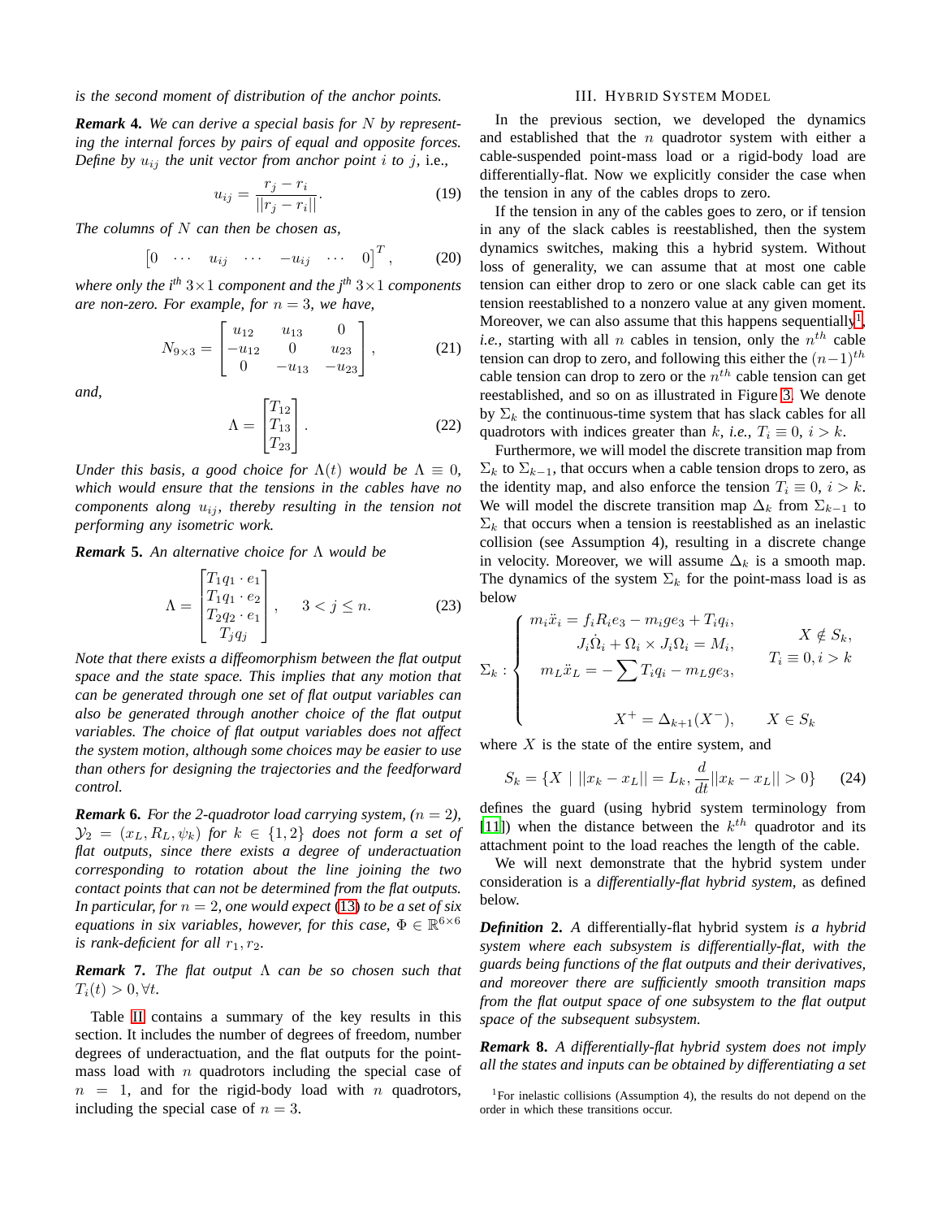*is the second moment of distribution of the anchor points.*

***Remark* 4.** *We can derive a special basis for $N$ by representing the internal forces by pairs of equal and opposite forces. Define by $u_{ij}$ the unit vector from anchor point $i$ to $j$, i.e.,*

$$u_{ij} = \frac{r_j - r_i}{||r_j - r_i||}. \tag{19}$$

*The columns of $N$ can then be chosen as,*

$$\begin{bmatrix} 0 & \cdots & u_{ij} & \cdots & -u_{ij} & \cdots & 0 \end{bmatrix}^T, \tag{20}$$

*where only the $i^{th}$ $3\times 1$ component and the $j^{th}$ $3\times 1$ components are non-zero. For example, for $n = 3$, we have,*

$$N_{9\times 3} = \begin{bmatrix} u_{12} & u_{13} & 0 \\ -u_{12} & 0 & u_{23} \\ 0 & -u_{13} & -u_{23} \end{bmatrix}, \tag{21}$$

*and,*

$$\Lambda = \begin{bmatrix} T_{12} \\ T_{13} \\ T_{23} \end{bmatrix}. \tag{22}$$

*Under this basis, a good choice for $\Lambda(t)$ would be $\Lambda \equiv 0$, which would ensure that the tensions in the cables have no components along $u_{ij}$, thereby resulting in the tension not performing any isometric work.*

***Remark* 5.** *An alternative choice for $\Lambda$ would be*

$$\Lambda = \begin{bmatrix} T_1 q_1 \cdot e_1 \\ T_1 q_1 \cdot e_2 \\ T_2 q_2 \cdot e_1 \\ T_j q_j \end{bmatrix}, \qquad 3 < j \leq n. \tag{23}$$

*Note that there exists a diffeomorphism between the flat output space and the state space. This implies that any motion that can be generated through one set of flat output variables can also be generated through another choice of the flat output variables. The choice of flat output variables does not affect the system motion, although some choices may be easier to use than others for designing the trajectories and the feedforward control.*

***Remark* 6.** *For the 2-quadrotor load carrying system, ($n = 2$), $\mathcal{Y}_2 = (x_L, R_L, \psi_k)$ for $k \in \{1, 2\}$ does not form a set of flat outputs, since there exists a degree of underactuation corresponding to rotation about the line joining the two contact points that can not be determined from the flat outputs. In particular, for $n = 2$, one would expect (13) to be a set of six equations in six variables, however, for this case, $\Phi \in \mathbb{R}^{6\times 6}$ is rank-deficient for all $r_1, r_2$.*

***Remark* 7.** *The flat output $\Lambda$ can be so chosen such that $T_i(t) > 0, \forall t$.*

Table II contains a summary of the key results in this section. It includes the number of degrees of freedom, number degrees of underactuation, and the flat outputs for the point-mass load with $n$ quadrotors including the special case of $n = 1$, and for the rigid-body load with $n$ quadrotors, including the special case of $n = 3$.

## III. Hybrid System Model

In the previous section, we developed the dynamics and established that the $n$ quadrotor system with either a cable-suspended point-mass load or a rigid-body load are differentially-flat. Now we explicitly consider the case when the tension in any of the cables drops to zero.

If the tension in any of the cables goes to zero, or if tension in any of the slack cables is reestablished, then the system dynamics switches, making this a hybrid system. Without loss of generality, we can assume that at most one cable tension can either drop to zero or one slack cable can get its tension reestablished to a nonzero value at any given moment. Moreover, we can also assume that this happens sequentially[1], *i.e.*, starting with all $n$ cables in tension, only the $n^{th}$ cable tension can drop to zero, and following this either the $(n-1)^{th}$ cable tension can drop to zero or the $n^{th}$ cable tension can get reestablished, and so on as illustrated in Figure 3. We denote by $\Sigma_k$ the continuous-time system that has slack cables for all quadrotors with indices greater than $k$, *i.e.*, $T_i \equiv 0$, $i > k$.

Furthermore, we will model the discrete transition map from $\Sigma_k$ to $\Sigma_{k-1}$, that occurs when a cable tension drops to zero, as the identity map, and also enforce the tension $T_i \equiv 0$, $i > k$. We will model the discrete transition map $\Delta_k$ from $\Sigma_{k-1}$ to $\Sigma_k$ that occurs when a tension is reestablished as an inelastic collision (see Assumption 4), resulting in a discrete change in velocity. Moreover, we will assume $\Delta_k$ is a smooth map. The dynamics of the system $\Sigma_k$ for the point-mass load is as below

$$\Sigma_k : \begin{cases} \begin{aligned} m_i \ddot{x}_i &= f_i R_i e_3 - m_i g e_3 + T_i q_i, \\ J_i \dot{\Omega}_i + \Omega_i \times J_i \Omega_i &= M_i, \\ m_L \ddot{x}_L &= -\sum T_i q_i - m_L g e_3, \end{aligned} & \begin{aligned} & X \notin S_k, \\ & T_i \equiv 0, i > k \end{aligned} \\ \\ X^+ = \Delta_{k+1}(X^-), & X \in S_k \end{cases}$$

where $X$ is the state of the entire system, and

$$S_k = \{X \mid ||x_k - x_L|| = L_k, \frac{d}{dt}||x_k - x_L|| > 0\} \tag{24}$$

defines the guard (using hybrid system terminology from [11]) when the distance between the $k^{th}$ quadrotor and its attachment point to the load reaches the length of the cable.

We will next demonstrate that the hybrid system under consideration is a *differentially-flat hybrid system*, as defined below.

***Definition* 2.** *A* differentially-flat hybrid system *is a hybrid system where each subsystem is differentially-flat, with the guards being functions of the flat outputs and their derivatives, and moreover there are sufficiently smooth transition maps from the flat output space of one subsystem to the flat output space of the subsequent subsystem.*

***Remark* 8.** *A differentially-flat hybrid system does not imply all the states and inputs can be obtained by differentiating a set*

[1] For inelastic collisions (Assumption 4), the results do not depend on the order in which these transitions occur.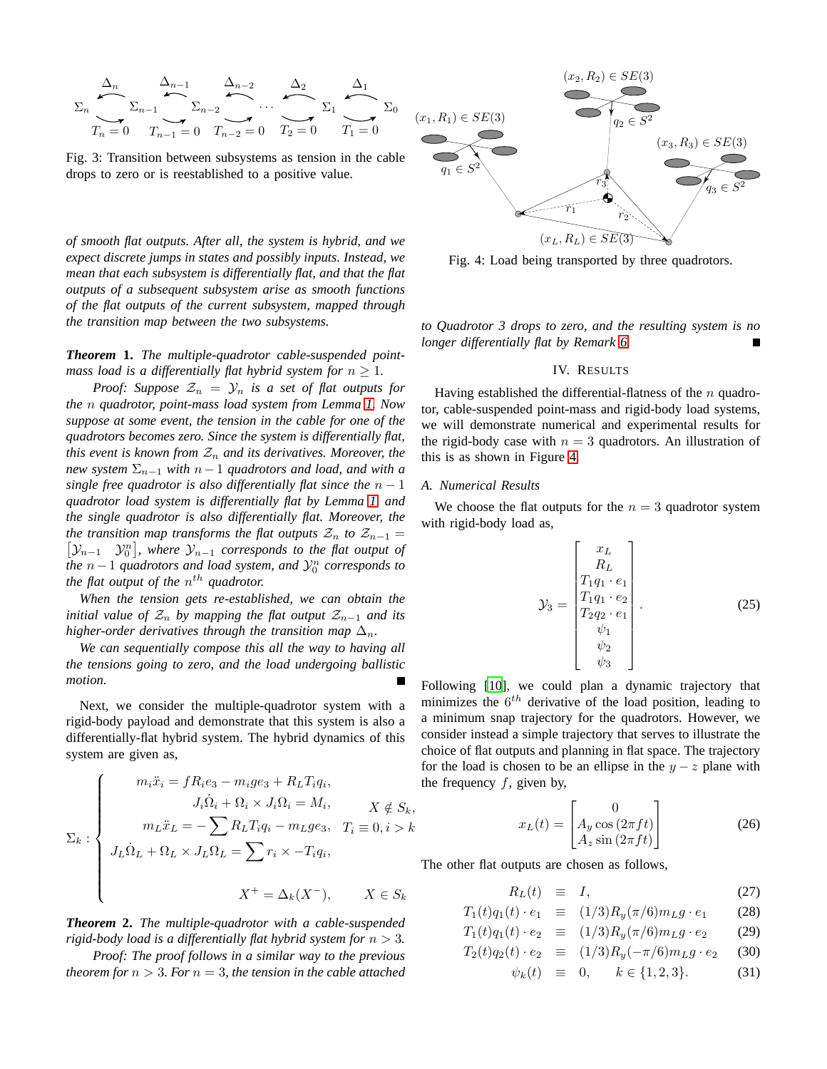$$\Sigma_n \underset{T_n=0}{\overset{\Delta_n}{\rightleftarrows}} \Sigma_{n-1} \underset{T_{n-1}=0}{\overset{\Delta_{n-1}}{\rightleftarrows}} \Sigma_{n-2} \underset{T_{n-2}=0}{\overset{\Delta_{n-2}}{\rightleftarrows}} \cdots \underset{T_2=0}{\overset{\Delta_2}{\rightleftarrows}} \Sigma_1 \underset{T_1=0}{\overset{\Delta_1}{\rightleftarrows}} \Sigma_0$$

Fig. 3: Transition between subsystems as tension in the cable drops to zero or is reestablished to a positive value.

*of smooth flat outputs. After all, the system is hybrid, and we expect discrete jumps in states and possibly inputs. Instead, we mean that each subsystem is differentially flat, and that the flat outputs of a subsequent subsystem arise as smooth functions of the flat outputs of the current subsystem, mapped through the transition map between the two subsystems.*

***Theorem* 1.** *The multiple-quadrotor cable-suspended point-mass load is a differentially flat hybrid system for $n \geq 1$.*

*Proof: Suppose $\mathcal{Z}_n = \mathcal{Y}_n$ is a set of flat outputs for the $n$ quadrotor, point-mass load system from Lemma 1. Now suppose at some event, the tension in the cable for one of the quadrotors becomes zero. Since the system is differentially flat, this event is known from $\mathcal{Z}_n$ and its derivatives. Moreover, the new system $\Sigma_{n-1}$ with $n-1$ quadrotors and load, and with a single free quadrotor is also differentially flat since the $n-1$ quadrotor load system is differentially flat by Lemma 1 and the single quadrotor is also differentially flat. Moreover, the the transition map transforms the flat outputs $\mathcal{Z}_n$ to $\mathcal{Z}_{n-1} = \begin{bmatrix}\mathcal{Y}_{n-1} & \mathcal{Y}_0^n\end{bmatrix}$, where $\mathcal{Y}_{n-1}$ corresponds to the flat output of the $n-1$ quadrotors and load system, and $\mathcal{Y}_0^n$ corresponds to the flat output of the $n^{th}$ quadrotor.*

*When the tension gets re-established, we can obtain the initial value of $\mathcal{Z}_n$ by mapping the flat output $\mathcal{Z}_{n-1}$ and its higher-order derivatives through the transition map $\Delta_n$.*

*We can sequentially compose this all the way to having all the tensions going to zero, and the load undergoing ballistic motion.* ∎

Next, we consider the multiple-quadrotor system with a rigid-body payload and demonstrate that this system is also a differentially-flat hybrid system. The hybrid dynamics of this system are given as,

$$\Sigma_k : \begin{cases} m_i\ddot{x}_i = fR_ie_3 - m_ige_3 + R_LT_iq_i, & \\ J_i\dot{\Omega}_i + \Omega_i \times J_i\Omega_i = M_i, & X \notin S_k, \\ m_L\ddot{x}_L = -\sum R_LT_iq_i - m_Lge_3, & T_i \equiv 0, i > k \\ J_L\dot{\Omega}_L + \Omega_L \times J_L\Omega_L = \sum r_i \times -T_iq_i, & \\ \\ X^+ = \Delta_k(X^-), & X \in S_k \end{cases}$$

***Theorem* 2.** *The multiple-quadrotor with a cable-suspended rigid-body load is a differentially flat hybrid system for $n > 3$.*

*Proof: The proof follows in a similar way to the previous theorem for $n > 3$. For $n = 3$, the tension in the cable attached to Quadrotor 3 drops to zero, and the resulting system is no longer differentially flat by Remark 6.* ∎

Fig. 4: Load being transported by three quadrotors.

## IV. Results

Having established the differential-flatness of the $n$ quadrotor, cable-suspended point-mass and rigid-body load systems, we will demonstrate numerical and experimental results for the rigid-body case with $n = 3$ quadrotors. An illustration of this is as shown in Figure 4.

### A. Numerical Results

We choose the flat outputs for the $n = 3$ quadrotor system with rigid-body load as,

$$\mathcal{Y}_3 = \begin{bmatrix} x_L \\ R_L \\ T_1q_1 \cdot e_1 \\ T_1q_1 \cdot e_2 \\ T_2q_2 \cdot e_1 \\ \psi_1 \\ \psi_2 \\ \psi_3 \end{bmatrix}. \tag{25}$$

Following [10], we could plan a dynamic trajectory that minimizes the $6^{th}$ derivative of the load position, leading to a minimum snap trajectory for the quadrotors. However, we consider instead a simple trajectory that serves to illustrate the choice of flat outputs and planning in flat space. The trajectory for the load is chosen to be an ellipse in the $y-z$ plane with the frequency $f$, given by,

$$x_L(t) = \begin{bmatrix} 0 \\ A_y\cos(2\pi ft) \\ A_z\sin(2\pi ft) \end{bmatrix} \tag{26}$$

The other flat outputs are chosen as follows,

$$R_L(t) \equiv I, \tag{27}$$

$$T_1(t)q_1(t) \cdot e_1 \equiv (1/3)R_y(\pi/6)m_Lg \cdot e_1 \tag{28}$$

$$T_1(t)q_1(t) \cdot e_2 \equiv (1/3)R_y(\pi/6)m_Lg \cdot e_2 \tag{29}$$

$$T_2(t)q_2(t) \cdot e_2 \equiv (1/3)R_y(-\pi/6)m_Lg \cdot e_2 \tag{30}$$

$$\psi_k(t) \equiv 0, \quad k \in \{1, 2, 3\}. \tag{31}$$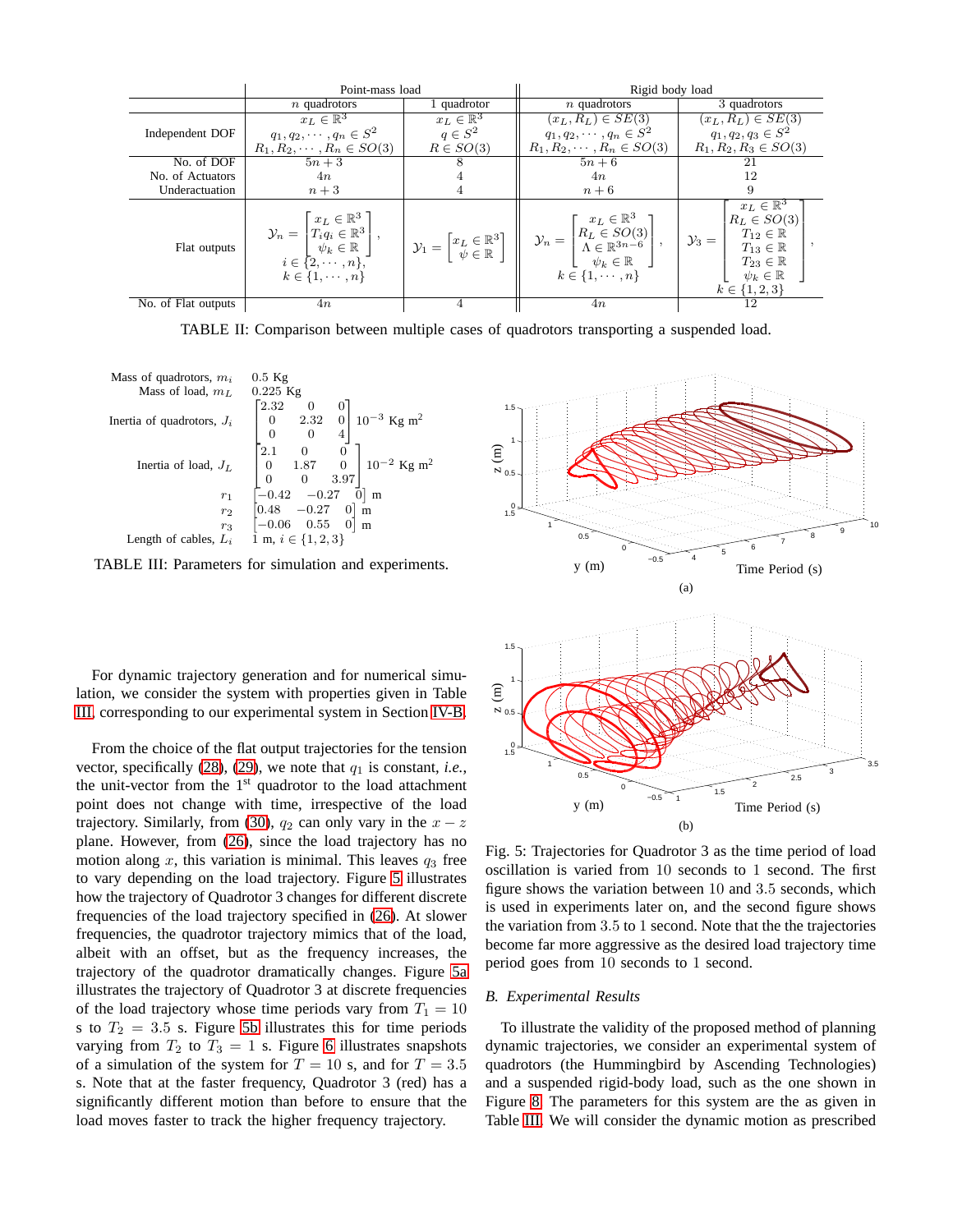| | Point-mass load | | Rigid body load | |
|---|---|---|---|---|
| | $n$ quadrotors | 1 quadrotor | $n$ quadrotors | 3 quadrotors |
| Independent DOF | $x_L \in \mathbb{R}^3$<br>$q_1, q_2, \cdots, q_n \in S^2$<br>$R_1, R_2, \cdots, R_n \in SO(3)$ | $x_L \in \mathbb{R}^3$<br>$q \in S^2$<br>$R \in SO(3)$ | $(x_L, R_L) \in SE(3)$<br>$q_1, q_2, \cdots, q_n \in S^2$<br>$R_1, R_2, \cdots, R_n \in SO(3)$ | $(x_L, R_L) \in SE(3)$<br>$q_1, q_2, q_3 \in S^2$<br>$R_1, R_2, R_3 \in SO(3)$ |
| No. of DOF | $5n+3$ | 8 | $5n+6$ | 21 |
| No. of Actuators | $4n$ | 4 | $4n$ | 12 |
| Underactuation | $n+3$ | 4 | $n+6$ | 9 |
| Flat outputs | $\mathcal{Y}_n = \begin{bmatrix} x_L \in \mathbb{R}^3 \\ T_i q_i \in \mathbb{R}^3 \\ \psi_k \in \mathbb{R} \end{bmatrix}$, $i \in \{2, \cdots, n\}$, $k \in \{1, \cdots, n\}$ | $\mathcal{Y}_1 = \begin{bmatrix} x_L \in \mathbb{R}^3 \\ \psi \in \mathbb{R} \end{bmatrix}$ | $\mathcal{Y}_n = \begin{bmatrix} x_L \in \mathbb{R}^3 \\ R_L \in SO(3) \\ \Lambda \in \mathbb{R}^{3n-6} \\ \psi_k \in \mathbb{R} \end{bmatrix}$, $k \in \{1, \cdots, n\}$ | $\mathcal{Y}_3 = \begin{bmatrix} x_L \in \mathbb{R}^3 \\ R_L \in SO(3) \\ T_{12} \in \mathbb{R} \\ T_{13} \in \mathbb{R} \\ T_{23} \in \mathbb{R} \\ \psi_k \in \mathbb{R} \end{bmatrix}$, $k \in \{1, 2, 3\}$ |
| No. of Flat outputs | $4n$ | 4 | $4n$ | 12 |

TABLE II: Comparison between multiple cases of quadrotors transporting a suspended load.

| | |
|---|---|
| Mass of quadrotors, $m_i$ | 0.5 Kg |
| Mass of load, $m_L$ | 0.225 Kg |
| Inertia of quadrotors, $J_i$ | $\begin{bmatrix} 2.32 & 0 & 0 \\ 0 & 2.32 & 0 \\ 0 & 0 & 4 \end{bmatrix} 10^{-3}$ Kg m$^2$ |
| Inertia of load, $J_L$ | $\begin{bmatrix} 2.1 & 0 & 0 \\ 0 & 1.87 & 0 \\ 0 & 0 & 3.97 \end{bmatrix} 10^{-2}$ Kg m$^2$ |
| $r_1$ | $\begin{bmatrix} -0.42 & -0.27 & 0 \end{bmatrix}$ m |
| $r_2$ | $\begin{bmatrix} 0.48 & -0.27 & 0 \end{bmatrix}$ m |
| $r_3$ | $\begin{bmatrix} -0.06 & 0.55 & 0 \end{bmatrix}$ m |
| Length of cables, $L_i$ | 1 m, $i \in \{1, 2, 3\}$ |

TABLE III: Parameters for simulation and experiments.

For dynamic trajectory generation and for numerical simulation, we consider the system with properties given in Table III, corresponding to our experimental system in Section IV-B.

From the choice of the flat output trajectories for the tension vector, specifically (28), (29), we note that $q_1$ is constant, *i.e.*, the unit-vector from the 1st quadrotor to the load attachment point does not change with time, irrespective of the load trajectory. Similarly, from (30), $q_2$ can only vary in the $x-z$ plane. However, from (26), since the load trajectory has no motion along $x$, this variation is minimal. This leaves $q_3$ free to vary depending on the load trajectory. Figure 5 illustrates how the trajectory of Quadrotor 3 changes for different discrete frequencies of the load trajectory specified in (26). At slower frequencies, the quadrotor trajectory mimics that of the load, albeit with an offset, but as the frequency increases, the trajectory of the quadrotor dramatically changes. Figure 5a illustrates the trajectory of Quadrotor 3 at discrete frequencies of the load trajectory whose time periods vary from $T_1 = 10$ s to $T_2 = 3.5$ s. Figure 5b illustrates this for time periods varying from $T_2$ to $T_3 = 1$ s. Figure 6 illustrates snapshots of a simulation of the system for $T = 10$ s, and for $T = 3.5$ s. Note that at the faster frequency, Quadrotor 3 (red) has a significantly different motion than before to ensure that the load moves faster to track the higher frequency trajectory.

(a)

(b)

Fig. 5: Trajectories for Quadrotor 3 as the time period of load oscillation is varied from 10 seconds to 1 second. The first figure shows the variation between 10 and 3.5 seconds, which is used in experiments later on, and the second figure shows the variation from 3.5 to 1 second. Note that the the trajectories become far more aggressive as the desired load trajectory time period goes from 10 seconds to 1 second.

### B. Experimental Results

To illustrate the validity of the proposed method of planning dynamic trajectories, we consider an experimental system of quadrotors (the Hummingbird by Ascending Technologies) and a suspended rigid-body load, such as the one shown in Figure 8. The parameters for this system are the as given in Table III. We will consider the dynamic motion as prescribed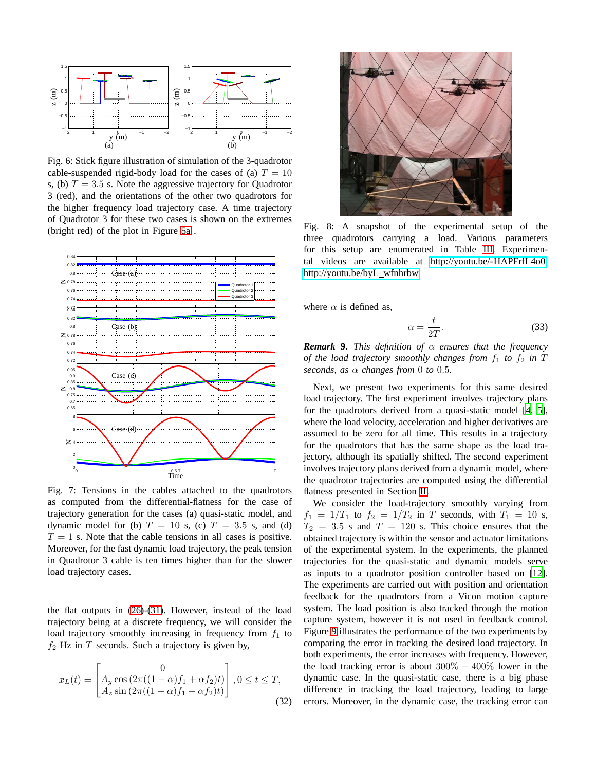Fig. 6: Stick figure illustration of simulation of the 3-quadrotor cable-suspended rigid-body load for the cases of (a) $T = 10$ s, (b) $T = 3.5$ s. Note the aggressive trajectory for Quadrotor 3 (red), and the orientations of the other two quadrotors for the higher frequency load trajectory case. A time trajectory of Quadrotor 3 for these two cases is shown on the extremes (bright red) of the plot in Figure 5a .

Fig. 7: Tensions in the cables attached to the quadrotors as computed from the differential-flatness for the case of trajectory generation for the cases (a) quasi-static model, and dynamic model for (b) $T = 10$ s, (c) $T = 3.5$ s, and (d) $T = 1$ s. Note that the cable tensions in all cases is positive. Moreover, for the fast dynamic load trajectory, the peak tension in Quadrotor 3 cable is ten times higher than for the slower load trajectory cases.

the flat outputs in (26)-(31). However, instead of the load trajectory being at a discrete frequency, we will consider the load trajectory smoothly increasing in frequency from $f_1$ to $f_2$ Hz in $T$ seconds. Such a trajectory is given by,

$$x_L(t) = \begin{bmatrix} 0 \\ A_y \cos\left(2\pi((1-\alpha)f_1 + \alpha f_2)t\right) \\ A_z \sin\left(2\pi((1-\alpha)f_1 + \alpha f_2)t\right) \end{bmatrix}, 0 \leq t \leq T, \tag{32}$$

Fig. 8: A snapshot of the experimental setup of the three quadrotors carrying a load. Various parameters for this setup are enumerated in Table III. Experimental videos are available at http://youtu.be/-HAPFrfL4o0, http://youtu.be/byL_wfnhrbw.

where $\alpha$ is defined as,

$$\alpha = \frac{t}{2T}. \tag{33}$$

***Remark* 9.** *This definition of $\alpha$ ensures that the frequency of the load trajectory smoothly changes from $f_1$ to $f_2$ in $T$ seconds, as $\alpha$ changes from 0 to 0.5.*

Next, we present two experiments for this same desired load trajectory. The first experiment involves trajectory plans for the quadrotors derived from a quasi-static model [4, 5], where the load velocity, acceleration and higher derivatives are assumed to be zero for all time. This results in a trajectory for the quadrotors that has the same shape as the load trajectory, although its spatially shifted. The second experiment involves trajectory plans derived from a dynamic model, where the quadrotor trajectories are computed using the differential flatness presented in Section II.

We consider the load-trajectory smoothly varying from $f_1 = 1/T_1$ to $f_2 = 1/T_2$ in $T$ seconds, with $T_1 = 10$ s, $T_2 = 3.5$ s and $T = 120$ s. This choice ensures that the obtained trajectory is within the sensor and actuator limitations of the experimental system. In the experiments, the planned trajectories for the quasi-static and dynamic models serve as inputs to a quadrotor position controller based on [12]. The experiments are carried out with position and orientation feedback for the quadrotors from a Vicon motion capture system. The load position is also tracked through the motion capture system, however it is not used in feedback control. Figure 9 illustrates the performance of the two experiments by comparing the error in tracking the desired load trajectory. In both experiments, the error increases with frequency. However, the load tracking error is about $300\% - 400\%$ lower in the dynamic case. In the quasi-static case, there is a big phase difference in tracking the load trajectory, leading to large errors. Moreover, in the dynamic case, the tracking error can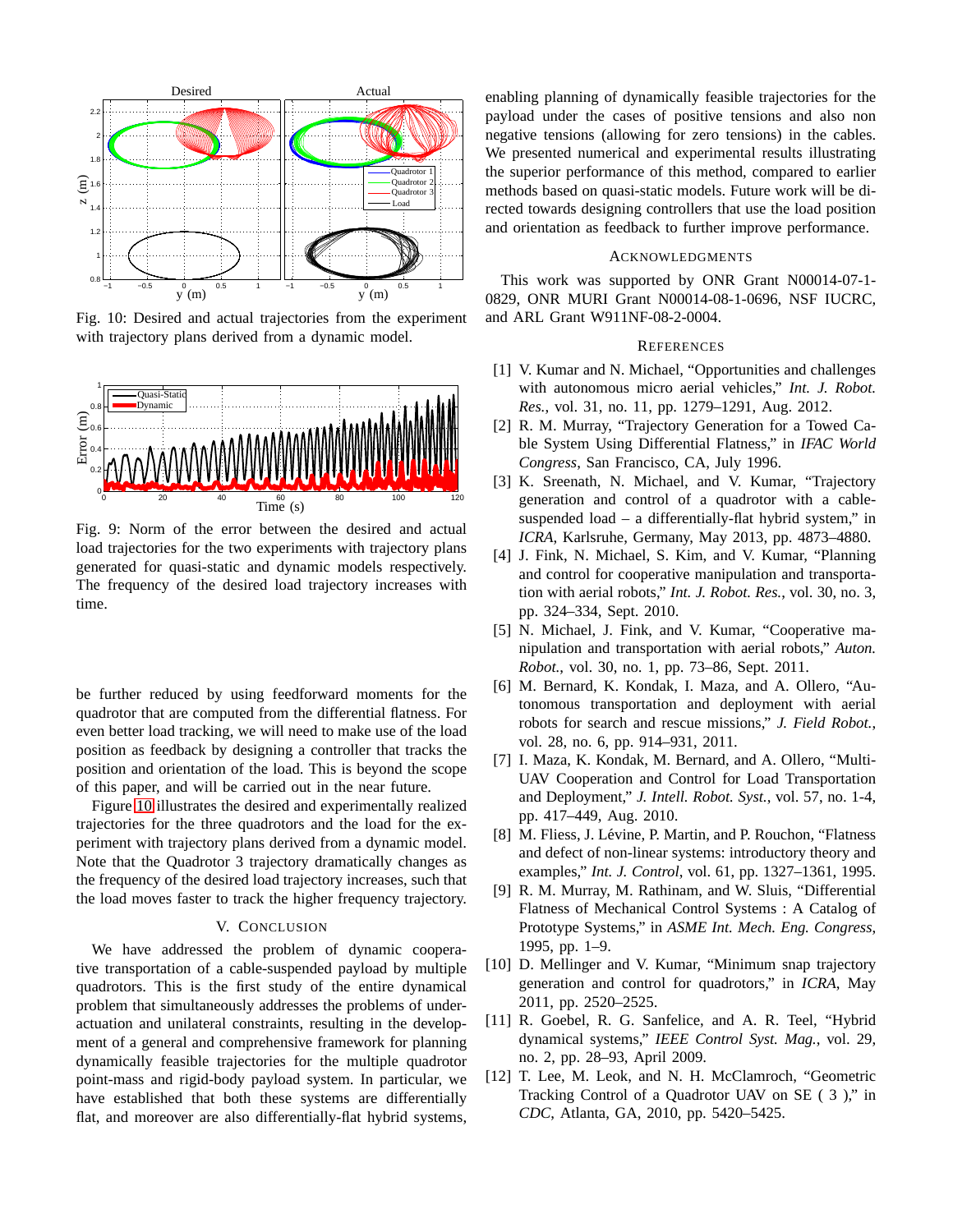Desired

Actual

2.2

2

1.8

z (m) 1.6

1.4

1.2

1

0.8

−1 −0.5 0 0.5 1

y (m)

−1 −0.5 0 0.5 1

y (m)

Quadrotor 1
Quadrotor 2
Quadrotor 3
Load

Fig. 10: Desired and actual trajectories from the experiment with trajectory plans derived from a dynamic model.

1

0.8

Error (m) 0.6

0.4

0.2

0

Quasi-Static
Dynamic

0 20 40 60 80 100 120

Time (s)

Fig. 9: Norm of the error between the desired and actual load trajectories for the two experiments with trajectory plans generated for quasi-static and dynamic models respectively. The frequency of the desired load trajectory increases with time.

be further reduced by using feedforward moments for the quadrotor that are computed from the differential flatness. For even better load tracking, we will need to make use of the load position as feedback by designing a controller that tracks the position and orientation of the load. This is beyond the scope of this paper, and will be carried out in the near future.

Figure 10 illustrates the desired and experimentally realized trajectories for the three quadrotors and the load for the experiment with trajectory plans derived from a dynamic model. Note that the Quadrotor 3 trajectory dramatically changes as the frequency of the desired load trajectory increases, such that the load moves faster to track the higher frequency trajectory.

## V. Conclusion

We have addressed the problem of dynamic cooperative transportation of a cable-suspended payload by multiple quadrotors. This is the first study of the entire dynamical problem that simultaneously addresses the problems of underactuation and unilateral constraints, resulting in the development of a general and comprehensive framework for planning dynamically feasible trajectories for the multiple quadrotor point-mass and rigid-body payload system. In particular, we have established that both these systems are differentially flat, and moreover are also differentially-flat hybrid systems, enabling planning of dynamically feasible trajectories for the payload under the cases of positive tensions and also non negative tensions (allowing for zero tensions) in the cables. We presented numerical and experimental results illustrating the superior performance of this method, compared to earlier methods based on quasi-static models. Future work will be directed towards designing controllers that use the load position and orientation as feedback to further improve performance.

## Acknowledgments

This work was supported by ONR Grant N00014-07-1-0829, ONR MURI Grant N00014-08-1-0696, NSF IUCRC, and ARL Grant W911NF-08-2-0004.

## References

[1] V. Kumar and N. Michael, "Opportunities and challenges with autonomous micro aerial vehicles," *Int. J. Robot. Res.*, vol. 31, no. 11, pp. 1279–1291, Aug. 2012.

[2] R. M. Murray, "Trajectory Generation for a Towed Cable System Using Differential Flatness," in *IFAC World Congress*, San Francisco, CA, July 1996.

[3] K. Sreenath, N. Michael, and V. Kumar, "Trajectory generation and control of a quadrotor with a cable-suspended load – a differentially-flat hybrid system," in *ICRA*, Karlsruhe, Germany, May 2013, pp. 4873–4880.

[4] J. Fink, N. Michael, S. Kim, and V. Kumar, "Planning and control for cooperative manipulation and transportation with aerial robots," *Int. J. Robot. Res.*, vol. 30, no. 3, pp. 324–334, Sept. 2010.

[5] N. Michael, J. Fink, and V. Kumar, "Cooperative manipulation and transportation with aerial robots," *Auton. Robot.*, vol. 30, no. 1, pp. 73–86, Sept. 2011.

[6] M. Bernard, K. Kondak, I. Maza, and A. Ollero, "Autonomous transportation and deployment with aerial robots for search and rescue missions," *J. Field Robot.*, vol. 28, no. 6, pp. 914–931, 2011.

[7] I. Maza, K. Kondak, M. Bernard, and A. Ollero, "Multi-UAV Cooperation and Control for Load Transportation and Deployment," *J. Intell. Robot. Syst.*, vol. 57, no. 1-4, pp. 417–449, Aug. 2010.

[8] M. Fliess, J. Lévine, P. Martin, and P. Rouchon, "Flatness and defect of non-linear systems: introductory theory and examples," *Int. J. Control*, vol. 61, pp. 1327–1361, 1995.

[9] R. M. Murray, M. Rathinam, and W. Sluis, "Differential Flatness of Mechanical Control Systems : A Catalog of Prototype Systems," in *ASME Int. Mech. Eng. Congress*, 1995, pp. 1–9.

[10] D. Mellinger and V. Kumar, "Minimum snap trajectory generation and control for quadrotors," in *ICRA*, May 2011, pp. 2520–2525.

[11] R. Goebel, R. G. Sanfelice, and A. R. Teel, "Hybrid dynamical systems," *IEEE Control Syst. Mag.*, vol. 29, no. 2, pp. 28–93, April 2009.

[12] T. Lee, M. Leok, and N. H. McClamroch, "Geometric Tracking Control of a Quadrotor UAV on SE ( 3 )," in *CDC*, Atlanta, GA, 2010, pp. 5420–5425.